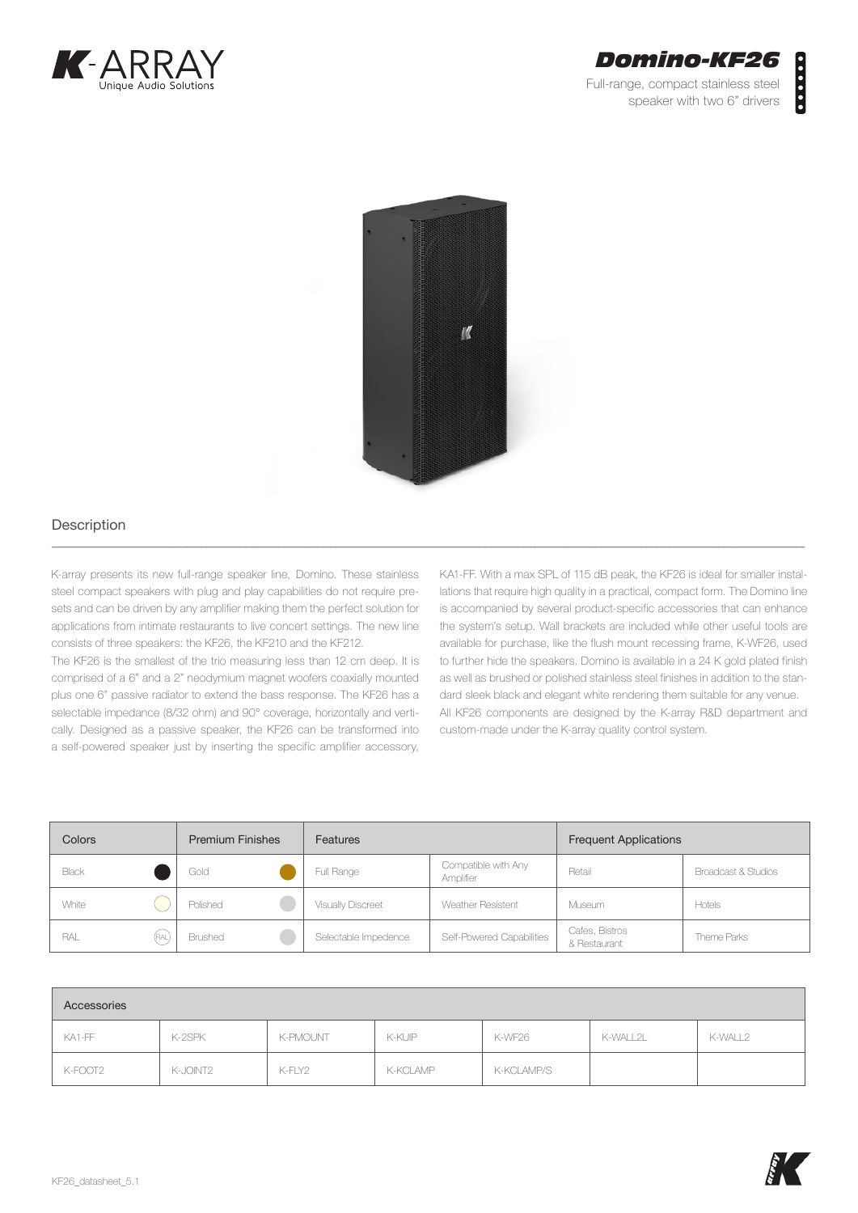# Domino-KF26

Full-range, compact stainless steel speaker with two 6" drivers

## Description

K-array presents its new full-range speaker line, Domino. These stainless steel compact speakers with plug and play capabilities do not require presets and can be driven by any amplifier making them the perfect solution for applications from intimate restaurants to live concert settings. The new line consists of three speakers: the KF26, the KF210 and the KF212.

The KF26 is the smallest of the trio measuring less than 12 cm deep. It is comprised of a 6" and a 2" neodymium magnet woofers coaxially mounted plus one 6" passive radiator to extend the bass response. The KF26 has a selectable impedance (8/32 ohm) and 90° coverage, horizontally and vertically. Designed as a passive speaker, the KF26 can be transformed into a self-powered speaker just by inserting the specific amplifier accessory, KA1-FF. With a max SPL of 115 dB peak, the KF26 is ideal for smaller installations that require high quality in a practical, compact form. The Domino line is accompanied by several product-specific accessories that can enhance the system's setup. Wall brackets are included while other useful tools are available for purchase, like the flush mount recessing frame, K-WF26, used to further hide the speakers. Domino is available in a 24 K gold plated finish as well as brushed or polished stainless steel finishes in addition to the standard sleek black and elegant white rendering them suitable for any venue.

All KF26 components are designed by the K-array R&D department and custom-made under the K-array quality control system.

| Colors | Premium Finishes | Features | | Frequent Applications | |
|---|---|---|---|---|---|
| Black | Gold | Full Range | Compatible with Any Amplifier | Retail | Broadcast & Studios |
| White | Polished | Visually Discreet | Weather Resistent | Museum | Hotels |
| RAL | Brushed | Selectable Impedence | Self-Powered Capabilities | Cafes, Bistros & Restaurant | Theme Parks |

| Accessories | | | | | | |
|---|---|---|---|---|---|---|
| KA1-FF | K-2SPK | K-PMOUNT | K-KUIP | K-WF26 | K-WALL2L | K-WALL2 |
| K-FOOT2 | K-JOINT2 | K-FLY2 | K-KCLAMP | K-KCLAMP/S | | |

KF26_datasheet_5.1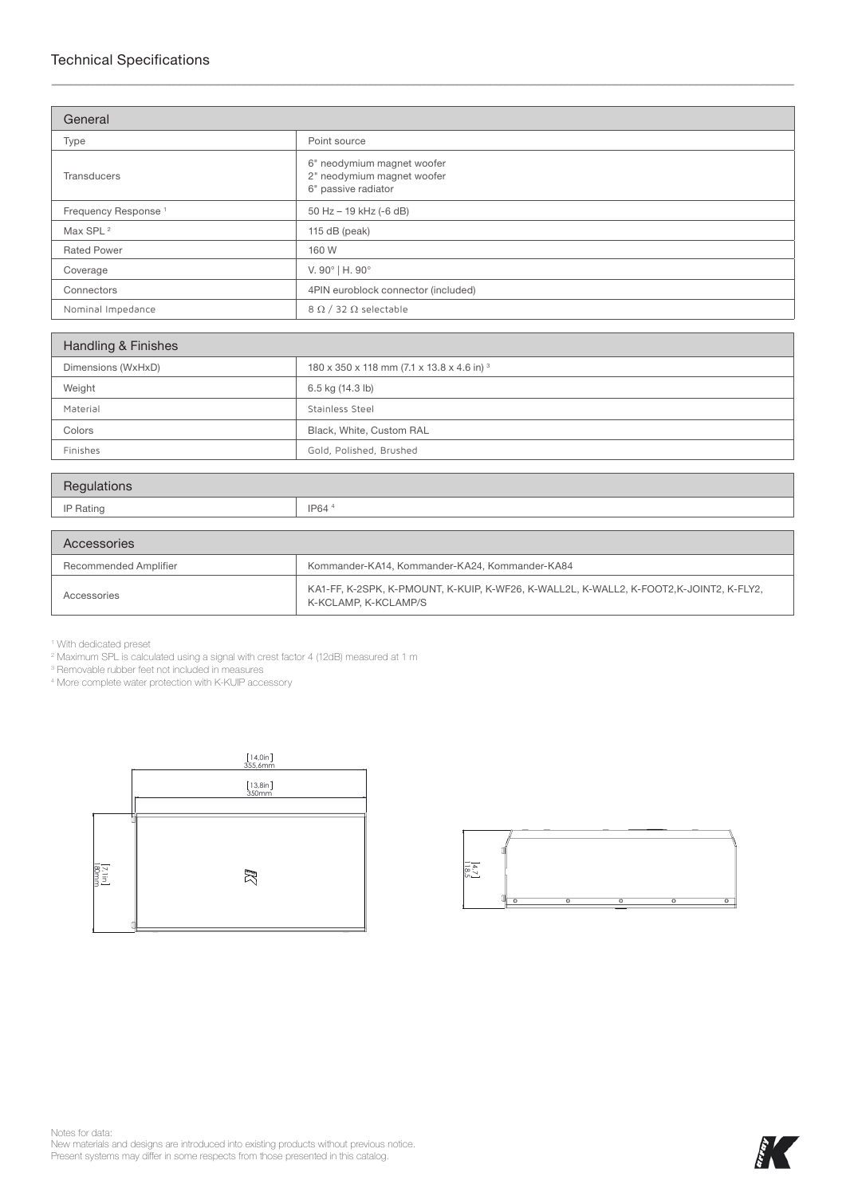## Technical Specifications

| General | |
|---|---|
| Type | Point source |
| Transducers | 6" neodymium magnet woofer<br>2" neodymium magnet woofer<br>6" passive radiator |
| Frequency Response [1] | 50 Hz – 19 kHz (-6 dB) |
| Max SPL [2] | 115 dB (peak) |
| Rated Power | 160 W |
| Coverage | V. 90° \| H. 90° |
| Connectors | 4PIN euroblock connector (included) |
| Nominal Impedance | 8 Ω / 32 Ω selectable |

| Handling & Finishes | |
|---|---|
| Dimensions (WxHxD) | 180 x 350 x 118 mm (7.1 x 13.8 x 4.6 in) [3] |
| Weight | 6.5 kg (14.3 lb) |
| Material | Stainless Steel |
| Colors | Black, White, Custom RAL |
| Finishes | Gold, Polished, Brushed |

| Regulations | |
|---|---|
| IP Rating | IP64 [4] |

| Accessories | |
|---|---|
| Recommended Amplifier | Kommander-KA14, Kommander-KA24, Kommander-KA84 |
| Accessories | KA1-FF, K-2SPK, K-PMOUNT, K-KUIP, K-WF26, K-WALL2L, K-WALL2, K-FOOT2,K-JOINT2, K-FLY2, K-KCLAMP, K-KCLAMP/S |

[1] With dedicated preset
[2] Maximum SPL is calculated using a signal with crest factor 4 (12dB) measured at 1 m
[3] Removable rubber feet not included in measures
[4] More complete water protection with K-KUIP accessory

[14.0in]
355,6mm

[13.8in]
350mm

[7.1in]
180mm

[4.7]
118.5

Notes for data:
New materials and designs are introduced into existing products without previous notice.
Present systems may differ in some respects from those presented in this catalog.